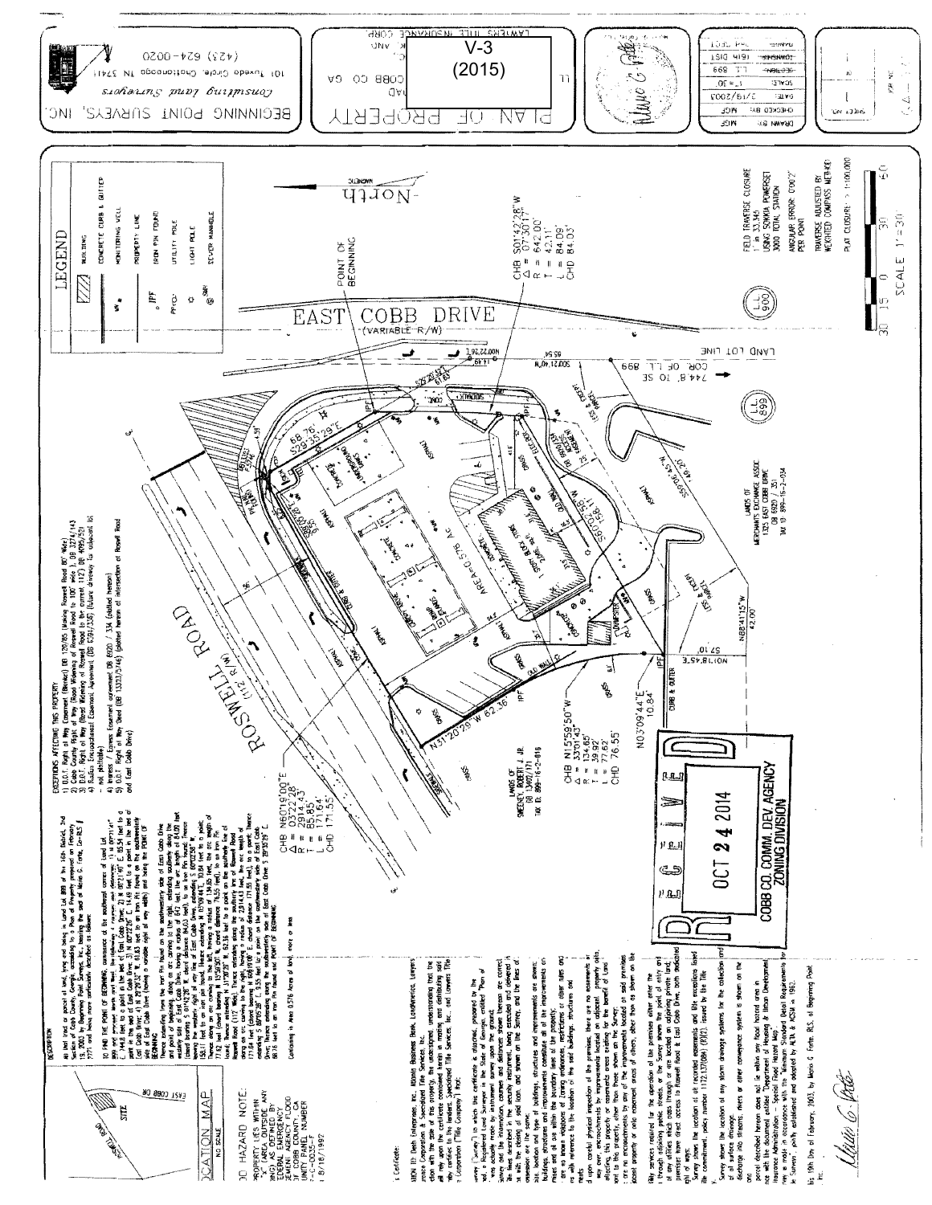V-3
(2015)

# PLAN OF PROPERTY

**BEGINNING POINT SURVEYS, INC.**

*Consulting Land Surveyors*

101 Tuxedo Circle, Chattanooga TN 37411

(423) 624-0020

LAWYERS TITLE INSURANCE CORP.

COBB CO. GA

DRAWN BY: MGF
CHECKED BY: MGF
DATE: 2/19/2003
SCALE: 1"=30'
LL 899
16TH DIST
2ND SEC

## LEGEND

- BUILDING
- CONCRETE CURB & GUTTER
- MONITORING WELL
- PROPERTY LINE
- IRON PIN FOUND
- UTILITY POLE
- LIGHT POLE
- SEWER MANHOLE

FIELD TRAVERSE CLOSURE 1 in 33,346 USING SOKKIA POWERSET 3000 TOTAL STATION
ANGULAR ERROR: 0°00'2" PER POINT
TRAVERSE ADJUSTED BY WEIGHTED COMPASS METHOD
PLAT CLOSURE: 1:100,000

SCALE 1" = 30'

## EXCEPTIONS AFFECTING THIS PROPERTY

1) D.O.T. Right of Way Easement (Blanket) DB 120/85 (Making Roswell Road 80' Wide)
2) Cobb County Right of Way (Road Widening of Roswell Road to 100' wide), DB 3274/143
3) D.O.T. Right of Way (Road Widening of Roswell Road to the current 112') DB 4095/521
4) Radius Encroachment Easement Agreement (DB 6704/338) (future driveway to adjacent lot - not affixable)
4) Ingress / Egress Easement agreement DB 6920 / 334 (plotted hereon)
5) D.O.T. Right of Way Deed (DB 13323/5146) (plotted hereon at intersection of Roswell Road and East Cobb Drive)

## DESCRIPTION

All that tract or parcel of land, lying and being in Land Lot 899 of the 16th District, 2nd Section of Cobb County, Georgia, according to a Plan of Property prepared on February 19, 2003 by Beginning Point Surveys, Inc., bearing the seal of Marvin G. Forte, Ga-RLS # 2977 and being more particularly described as follows:

TO FIND THE POINT OF BEGINNING, commence at the southeast corner of Land Lot 899 and proceed northerly along the west land lot line a distance of 744.8 feet to a point in the westerly right of way of East Cobb Drive; thence along said right of way the following courses and distances: 1) N 00°21'40" E, 55.54 feet to a point; 2) N 00°22'05" E, 14.49 feet to a point; 3) N 29°35'29" E, 61.83 feet to an Iron Pin found on the southwesterly side of East Cobb Drive (having a variable right of way width) and being the POINT OF BEGINNING.

Thence extending from the Iron Pin found on the southwesterly side of East Cobb Drive and point of beginning, along an arc curving to the right, extending southerly along the westerly side of East Cobb Drive, having a radius of 642.00 feet, an arc length of 84.09 feet (chord bearing S 01°42'28" W, chord distance 84.03 feet), to an Iron Pin found; Thence leaving the western right of way line of East Cobb Drive, extending S 60°12'58" W, 158.11 feet to a point; thence N 88°41'15" W, 42.00 feet to a point; thence N 03°09'44" E, 10.84 feet to a point; thence along an arc curving to the left, having a radius of 134.65 feet, the arc length of 77.62 feet (chord bearing N 15°59'50" W, chord distance 76.55 feet), to an Iron Pin found; thence extending N 31°20'29" W, 82.36 feet to a point on the southerly line of Roswell Road (112' R/W); thence extending along the southerly line of Roswell Road along an arc curving to the right, having a radius of 2914.43 feet, the arc length of 171.64 feet (chord bearing N 60°19'00" E, chord distance 171.55 feet), to a point; thence S 29°35'29" E, 68.76 feet to a point on the southwesterly side of East Cobb Drive; thence extending along the southwesterly side of East Cobb Drive S 29°35'29" E, 68.76 feet to an Iron Pin found and POINT OF BEGINNING.

Containing in Area 0.576 Acres of land, more or less.

## LOCATION MAP

NO SCALE

SITE — ROSWELL ROAD — EAST COBB DRIVE

## FLOOD HAZARD NOTE:

PROPERTY LIES WITHIN "X" (AREA OUTSIDE ANY FLOOD PLAIN) AS DEFINED BY FEDERAL EMERGENCY MANAGEMENT AGENCY FLOOD INS. MAP COBB COUNTY, GA COMMUNITY PANEL NUMBER 13067C0035-F 8/18/1992

## Surveyor's Certificate:

To: EDSION ID: Beth Enterprises, Inc., Midstate Business Bank, Lendfinance, Lawyers Title Insurance Corporation & Specialized Title Services, Inc.

Who rely upon the sale of this property, the undersigned, understanding that the survey certificate contained herein is making and relying upon said survey, as of Title Corporation ("Title Company") that:

The survey ("Survey") to which this certificate is attached, prepared by the undersigned Land Surveyor in the State of Georgia, entitled "Plan of Property", was actually made by instrument survey upon the ground;

The Survey and the information, courses and distances shown thereon are correct; the land described in the security instrument, being executed and delivered in connection with the closing of said loan and shown on the Survey, and the lines of the property are the same;

The size, location and type of buildings, structures and improvements are shown; all buildings, structures and improvements constitute all of the improvements on the premises and all are within the boundary lines of the property;

There are no known violations of zoning ordinances, restrictions or other rules and regulations with reference to the location of the said buildings, structures and improvements;

Based upon careful physical inspection of the premises, there are no easements or rights of way over, encroachments by improvements located on adjacent property onto, or affecting the property, or encroachments of improvements on this property extending onto adjoining property, other than those shown on the Survey;

There are no encroachments by any of the improvements located on said premises upon adjacent property or onto easement areas of others, other than as shown on the Survey;

All utility services required for the operation of the premises either enter the premises through adjoining public streets, or the Survey shows the point of entry and location of any utilities which pass through or are located on adjoining private land;

The premises have direct access to Roswell Road & East Cobb Drive, both dedicated rights of ways;

The Survey shows the location of all recorded easements and title exceptions listed in the title commitment, policy number 1172.137(084) (8)(2), issued by the Title Company;

The Survey shows the location of any storm drainage systems for the collection and discharge of surface drainage, into streams, rivers or other conveyance systems is shown on the Survey;

The parcel described hereon does not lie within any flood hazard area in accordance with the document entitled "Department of Housing & Urban Development Federal Insurance Administration Special Flood Hazard Map";

The Survey was made in accordance with the "Minimum Standard Detail Requirements for Land Title Surveys", jointly established and adopted by ALTA & ACSM in 1962.

This 19th Day of February, 2003, by Marvin G. Forte, R.L.S. of Beginning Point Surveys, Inc.

## Plan annotations

- ROSWELL ROAD (112' R/W)
- EAST COBB DRIVE (VARIABLE R/W)
- North (Magnetic)
- POINT OF BEGINNING
- LAND LOT LINE
- COR. OF LL 899 744.8' TO SE
- (LL 900)
- (LL 899)
- AREA = 0.576 AC
- 1 STORY BLOCK STORE
- LANDS OF MERCHANTS EXCHANGE ASSOC. 1325 EAST COBB DRIVE DB 6920 / 351 TAX ID 899-16-2-034
- LANDS OF SWEENEY, ROBERT J. JR. DB 5407/171 TAX ID 899-16-2-016

| Curve | CHB | Δ | R | T | L | CHD |
|---|---|---|---|---|---|---|
| East Cobb Drive | S01°42'28"W | 07°30'17" | 642.00' | 42.11' | 84.09' | 84.03' |
| Roswell Road | N60°19'00"E | 03°22'28" | 2914.43' | 85.85' | 171.64' | 171.55' |
| Rear | N15°59'50"W | 33°01'43" | 134.65' | 39.92' | 77.62' | 76.55' |

Line bearings: N00°22'05" E 14.49; S00°21'40" W 55.54; S29°35'29" E 61.83; 68.76' S29°35'29"E; S60°12'58" W 158.11; N88°41'15" W 42.00; N03°09'44"E 10.84; N31°20'29" W 82.36; N01°48'45"E 57.10; S59°05'45"W 149.20'

RECEIVED
OCT 24 2014
COBB CO. COMM. DEV. AGENCY
ZONING DIVISION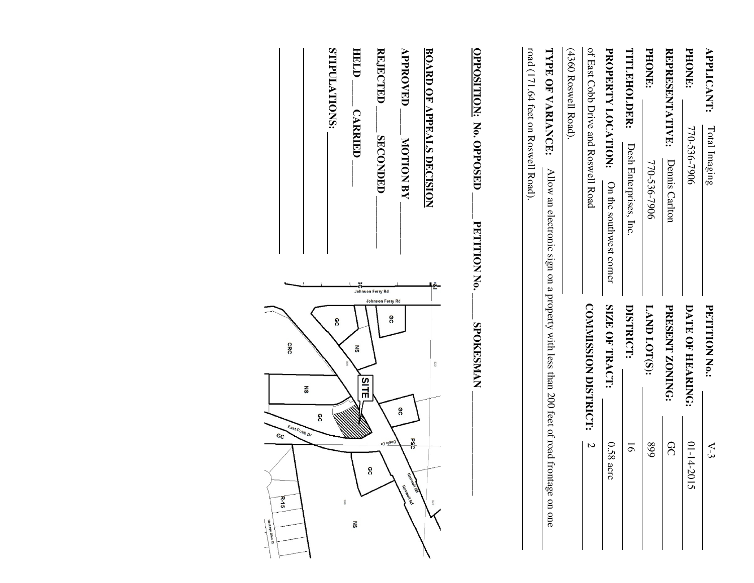**APPLICANT:** Total Imaging

**PHONE:** 770-536-7906

**REPRESENTATIVE:** Dennis Carlton

**PHONE:** 770-536-7906

**TITLEHOLDER:** Desh Enterprises, Inc.

**PROPERTY LOCATION:** On the southwest corner of East Cobb Drive and Roswell Road (4360 Roswell Road).

**PETITION No.:** V-3

**DATE OF HEARING:** 01-14-2015

**PRESENT ZONING:** GC

**LAND LOT(S):** 899

**DISTRICT:** 16

**SIZE OF TRACT:** 0.58 acre

**COMMISSION DISTRICT:** 2

**TYPE OF VARIANCE:** Allow an electronic sign on a property with less than 200 feet of road frontage on one road (171.64 feet on Roswell Road).

**OPPOSITION:** No. OPPOSED ____ PETITION No. ____ SPOKESMAN ____________

**BOARD OF APPEALS DECISION**

**APPROVED** ____ **MOTION BY** ____________

**REJECTED** ____ **SECONDED** ____________

**HELD** ____ **CARRIED** ____

**STIPULATIONS:** ____________

Johnson Ferry Rd

Johnson Ferry Rd

GC

GC

NS

CRC

SITE

NS

GC

GC

East Cobb Dr

GC

PSC

Cobb Dr

GC

Roswell Rd

Roswell Rd

R-15

NS

Heritage Glen Ct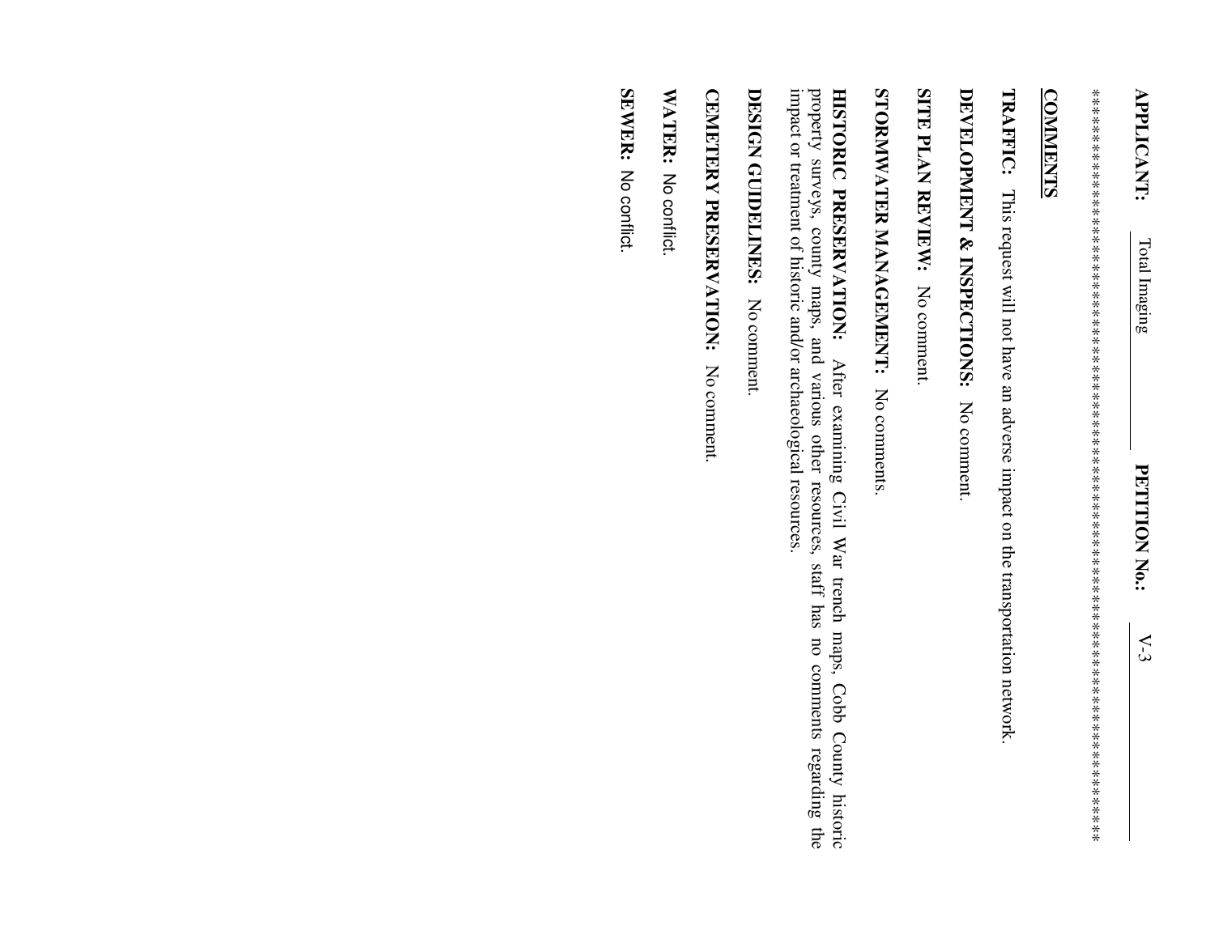**APPLICANT:** Total Imaging **PETITION No.:** V-3

********************************************************************************************

## COMMENTS

**TRAFFIC:** This request will not have an adverse impact on the transportation network.

**DEVELOPMENT & INSPECTIONS:** No comment.

**SITE PLAN REVIEW:** No comment.

**STORMWATER MANAGEMENT:** No comments.

**HISTORIC PRESERVATION:** After examining Civil War trench maps, Cobb County historic property surveys, county maps, and various other resources, staff has no comments regarding the impact or treatment of historic and/or archaeological resources.

**DESIGN GUIDELINES:** No comment.

**CEMETERY PRESERVATION:** No comment.

**WATER:** No conflict.

**SEWER:** No conflict.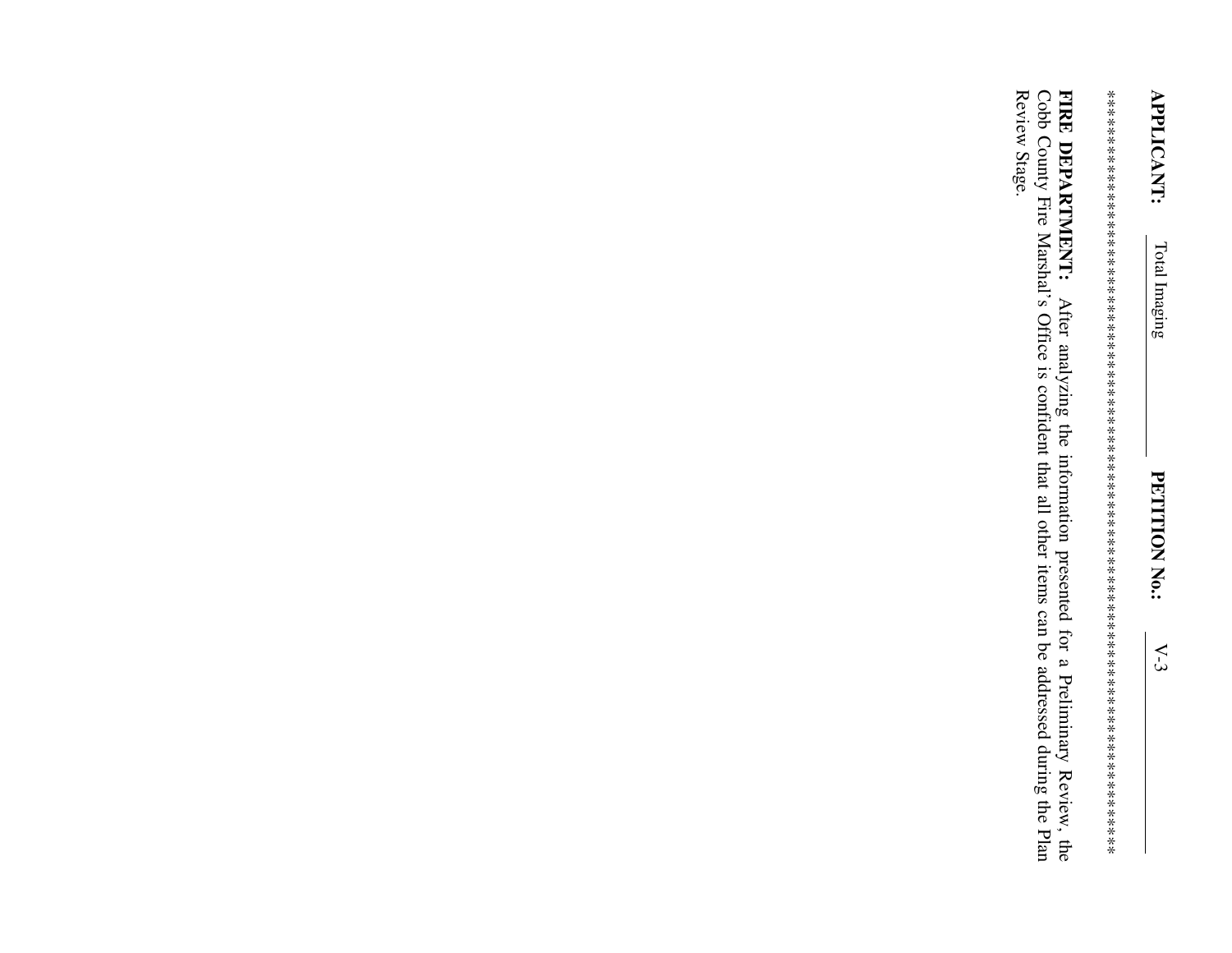**APPLICANT:** Total Imaging **PETITION No.:** V-3

************************************************************************************

**FIRE DEPARTMENT:** After analyzing the information presented for a Preliminary Review, the Cobb County Fire Marshal's Office is confident that all other items can be addressed during the Plan Review Stage.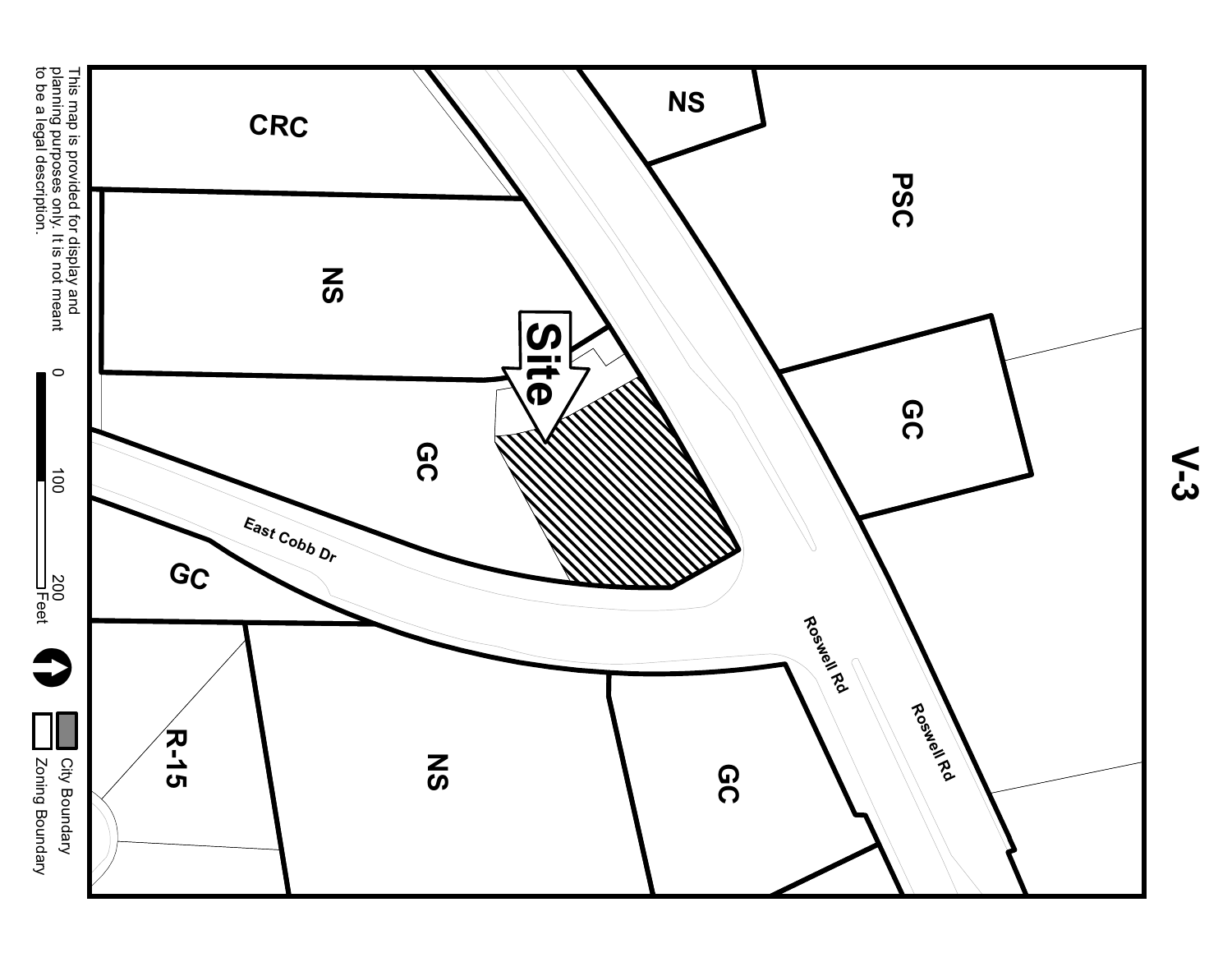# V-3

This map is provided for display and planning purposes only. It is not meant to be a legal description.

CRC

NS

NS

PSC

GC

GC

GC

GC

NS

R-15

Site

East Cobb Dr

Roswell Rd

Roswell Rd

0 100 200 Feet

City Boundary

Zoning Boundary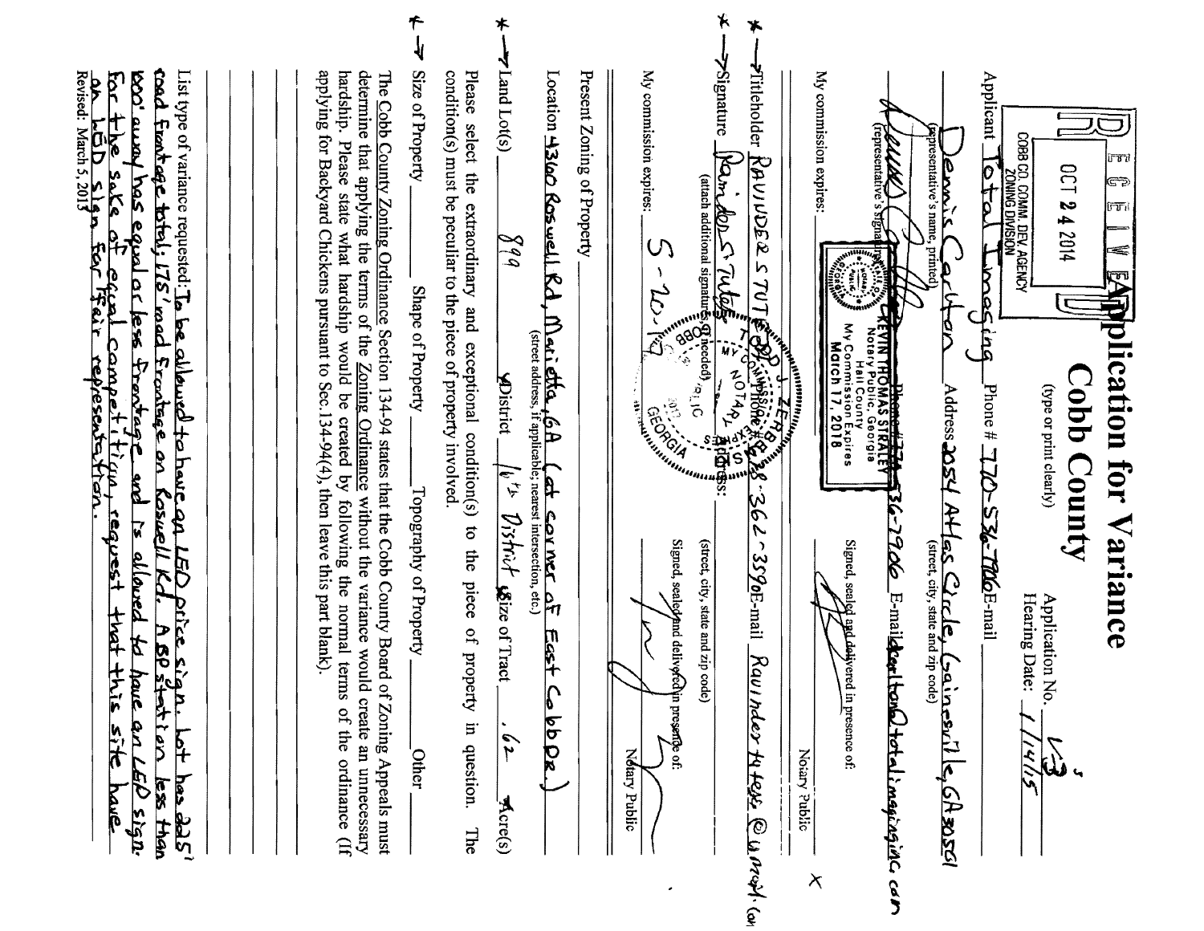# Application for Variance
## Cobb County

(type or print clearly)

Application No. V3
Hearing Date: 1/14/15

RECEIVED
OCT 24 2014
COBB CO. COMM. DEV. AGENCY
ZONING DIVISION

Applicant Total Imaging Phone # 770-536-7906 E-mail

Dennis Carlton Address 2054 Atlas Circle, Gainesville, GA 30501
(representative's name, printed) (street, city, state and zip code)

(representative's signature) Phone # 770-536-7906 E-mail dcarlton@totalimagininc.com

KEVIN THOMAS STRALEY
Notary Public, Georgia
Hall County
My Commission Expires
March 17, 2018

My commission expires: ______ Signed, sealed and delivered in presence of:

Notary Public

Titleholder RAVINDER S TUTEJA Phone # 678-362-3590 E-mail Ravinder.tuteja@...com

Signature Ravinder S Tuteja Address: ______
(attach additional signatures, if needed) (street, city, state and zip code)

TODD J. ZERBE
NOTARY PUBLIC
COBB
GEORGIA

My commission expires: 5-20-17 Signed, sealed and delivered in presence of:

Notary Public

Present Zoning of Property ______

Location 4360 Roswell Rd, Marietta, GA (at corner of East Cobb Dr.)
(street address, if applicable; nearest intersection, etc.)

Land Lot(s) 899 District 16th District Size of Tract .62 Acre(s)

Please select the extraordinary and exceptional condition(s) to the piece of property in question. The condition(s) must be peculiar to the piece of property involved.

Size of Property ______ Shape of Property ______ Topography of Property ______ Other ______

The Cobb County Zoning Ordinance Section 134-94 states that the Cobb County Board of Zoning Appeals must determine that applying the terms of the Zoning Ordinance without the variance would create an unnecessary hardship. Please state what hardship would be created by following the normal terms of the ordinance (If applying for Backyard Chickens pursuant to Sec.134-94(4), then leave this part blank).

List type of variance requested: To be allowed to have an LED price sign. Lot has 225' road frontage total; 175' road frontage on Roswell Rd. A BP station less than 600' away has equal or less frontage and is allowed to have an LED sign. For the sake of equal competition, request that this site have an LED sign for fair representation.

Revised: March 5, 2013